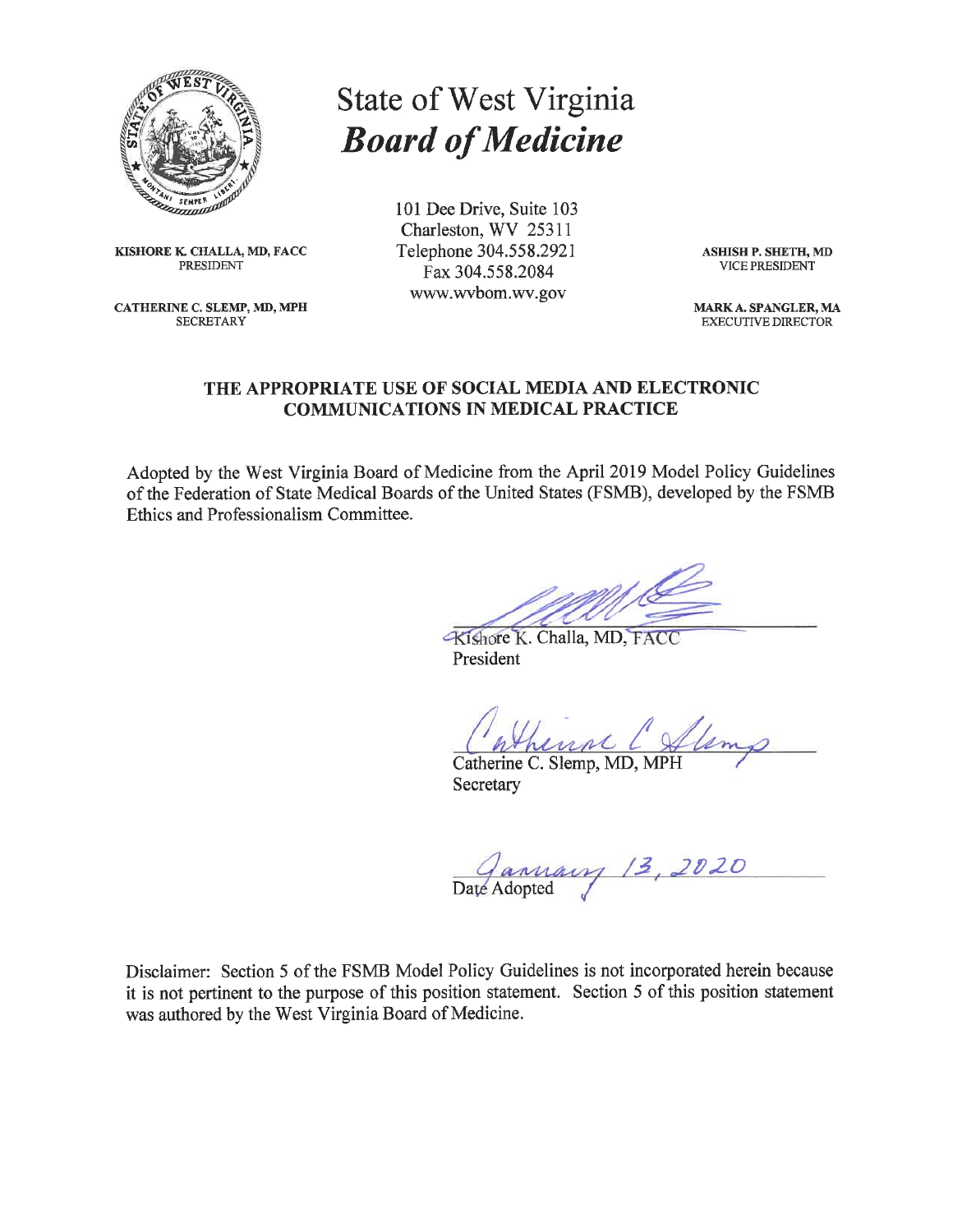# State of West Virginia
# ***Board of Medicine***

101 Dee Drive, Suite 103
Charleston, WV 25311
Telephone 304.558.2921
Fax 304.558.2084
www.wvbom.wv.gov

**KISHORE K. CHALLA, MD, FACC**
PRESIDENT

**ASHISH P. SHETH, MD**
VICE PRESIDENT

**CATHERINE C. SLEMP, MD, MPH**
SECRETARY

**MARK A. SPANGLER, MA**
EXECUTIVE DIRECTOR

## THE APPROPRIATE USE OF SOCIAL MEDIA AND ELECTRONIC COMMUNICATIONS IN MEDICAL PRACTICE

Adopted by the West Virginia Board of Medicine from the April 2019 Model Policy Guidelines of the Federation of State Medical Boards of the United States (FSMB), developed by the FSMB Ethics and Professionalism Committee.

Kishore K. Challa, MD, FACC
President

Catherine C. Slemp, MD, MPH
Secretary

January 13, 2020
Date Adopted

Disclaimer: Section 5 of the FSMB Model Policy Guidelines is not incorporated herein because it is not pertinent to the purpose of this position statement. Section 5 of this position statement was authored by the West Virginia Board of Medicine.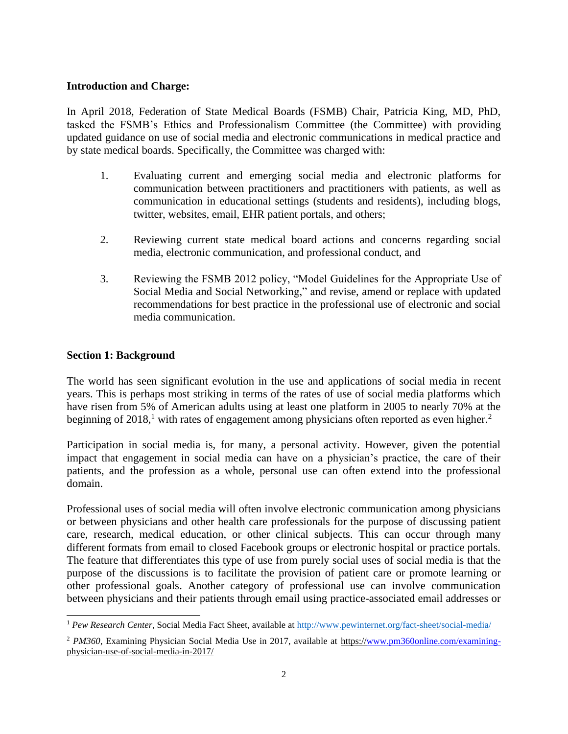**Introduction and Charge:**

In April 2018, Federation of State Medical Boards (FSMB) Chair, Patricia King, MD, PhD, tasked the FSMB's Ethics and Professionalism Committee (the Committee) with providing updated guidance on use of social media and electronic communications in medical practice and by state medical boards. Specifically, the Committee was charged with:

1. Evaluating current and emerging social media and electronic platforms for communication between practitioners and practitioners with patients, as well as communication in educational settings (students and residents), including blogs, twitter, websites, email, EHR patient portals, and others;

2. Reviewing current state medical board actions and concerns regarding social media, electronic communication, and professional conduct, and

3. Reviewing the FSMB 2012 policy, "Model Guidelines for the Appropriate Use of Social Media and Social Networking," and revise, amend or replace with updated recommendations for best practice in the professional use of electronic and social media communication.

**Section 1: Background**

The world has seen significant evolution in the use and applications of social media in recent years. This is perhaps most striking in terms of the rates of use of social media platforms which have risen from 5% of American adults using at least one platform in 2005 to nearly 70% at the beginning of 2018,[1] with rates of engagement among physicians often reported as even higher.[2]

Participation in social media is, for many, a personal activity. However, given the potential impact that engagement in social media can have on a physician's practice, the care of their patients, and the profession as a whole, personal use can often extend into the professional domain.

Professional uses of social media will often involve electronic communication among physicians or between physicians and other health care professionals for the purpose of discussing patient care, research, medical education, or other clinical subjects. This can occur through many different formats from email to closed Facebook groups or electronic hospital or practice portals. The feature that differentiates this type of use from purely social uses of social media is that the purpose of the discussions is to facilitate the provision of patient care or promote learning or other professional goals. Another category of professional use can involve communication between physicians and their patients through email using practice-associated email addresses or

[1] *Pew Research Center*, Social Media Fact Sheet, available at http://www.pewinternet.org/fact-sheet/social-media/

[2] *PM360*, Examining Physician Social Media Use in 2017, available at https://www.pm360online.com/examining-physician-use-of-social-media-in-2017/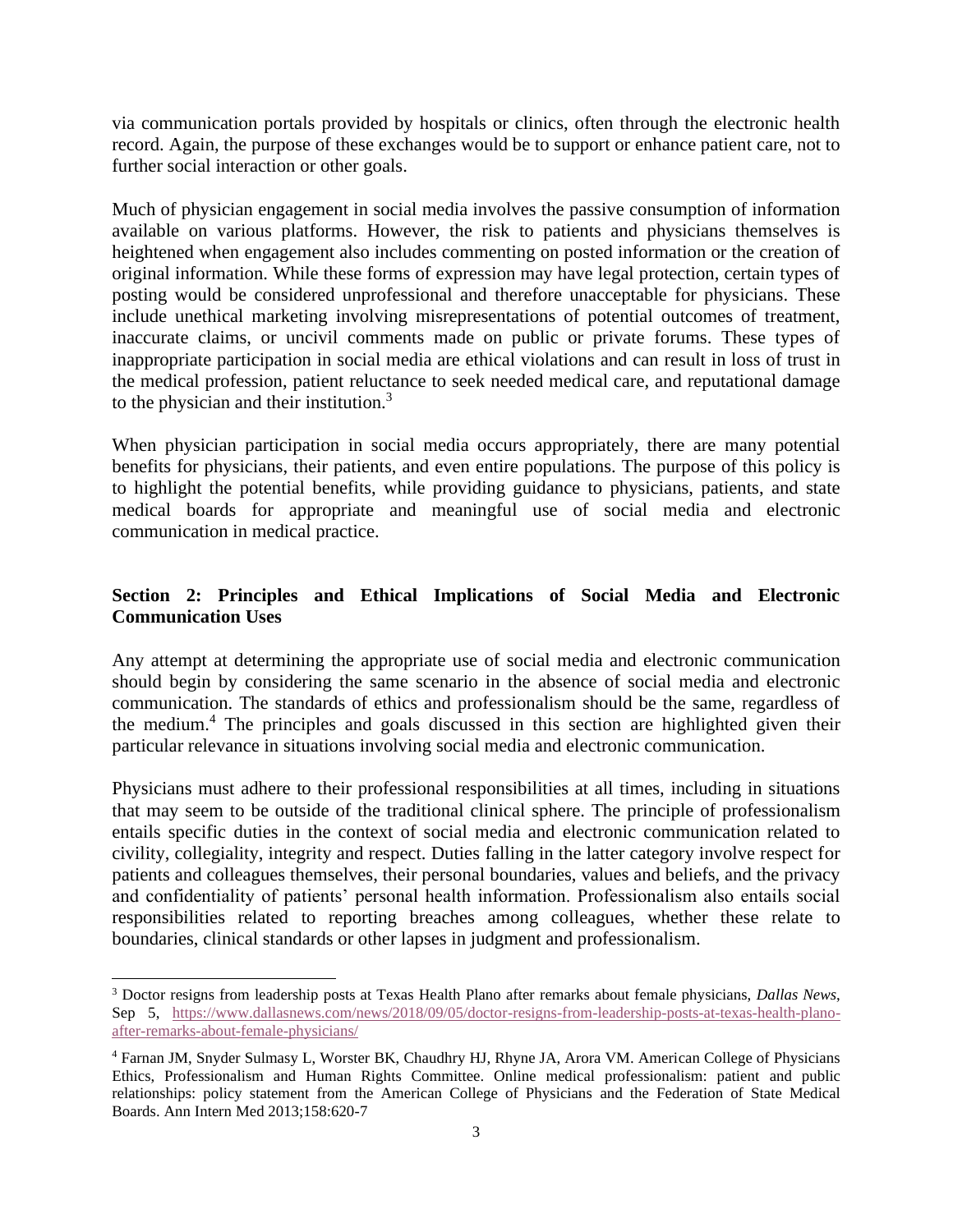via communication portals provided by hospitals or clinics, often through the electronic health record. Again, the purpose of these exchanges would be to support or enhance patient care, not to further social interaction or other goals.

Much of physician engagement in social media involves the passive consumption of information available on various platforms. However, the risk to patients and physicians themselves is heightened when engagement also includes commenting on posted information or the creation of original information. While these forms of expression may have legal protection, certain types of posting would be considered unprofessional and therefore unacceptable for physicians. These include unethical marketing involving misrepresentations of potential outcomes of treatment, inaccurate claims, or uncivil comments made on public or private forums. These types of inappropriate participation in social media are ethical violations and can result in loss of trust in the medical profession, patient reluctance to seek needed medical care, and reputational damage to the physician and their institution.[3]

When physician participation in social media occurs appropriately, there are many potential benefits for physicians, their patients, and even entire populations. The purpose of this policy is to highlight the potential benefits, while providing guidance to physicians, patients, and state medical boards for appropriate and meaningful use of social media and electronic communication in medical practice.

## Section 2: Principles and Ethical Implications of Social Media and Electronic Communication Uses

Any attempt at determining the appropriate use of social media and electronic communication should begin by considering the same scenario in the absence of social media and electronic communication. The standards of ethics and professionalism should be the same, regardless of the medium.[4] The principles and goals discussed in this section are highlighted given their particular relevance in situations involving social media and electronic communication.

Physicians must adhere to their professional responsibilities at all times, including in situations that may seem to be outside of the traditional clinical sphere. The principle of professionalism entails specific duties in the context of social media and electronic communication related to civility, collegiality, integrity and respect. Duties falling in the latter category involve respect for patients and colleagues themselves, their personal boundaries, values and beliefs, and the privacy and confidentiality of patients' personal health information. Professionalism also entails social responsibilities related to reporting breaches among colleagues, whether these relate to boundaries, clinical standards or other lapses in judgment and professionalism.

---

[3] Doctor resigns from leadership posts at Texas Health Plano after remarks about female physicians, *Dallas News*, Sep 5, https://www.dallasnews.com/news/2018/09/05/doctor-resigns-from-leadership-posts-at-texas-health-plano-after-remarks-about-female-physicians/

[4] Farnan JM, Snyder Sulmasy L, Worster BK, Chaudhry HJ, Rhyne JA, Arora VM. American College of Physicians Ethics, Professionalism and Human Rights Committee. Online medical professionalism: patient and public relationships: policy statement from the American College of Physicians and the Federation of State Medical Boards. Ann Intern Med 2013;158:620-7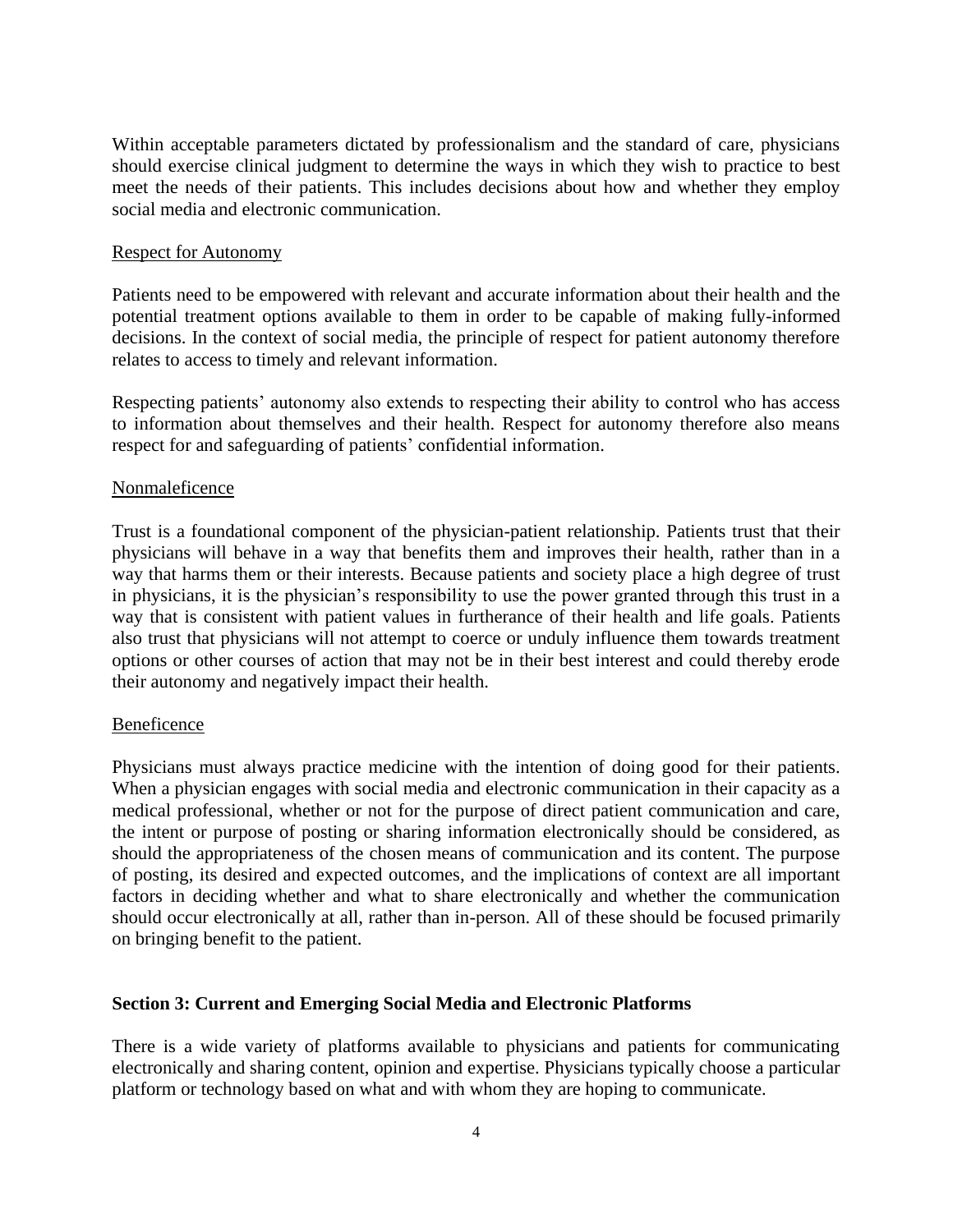Within acceptable parameters dictated by professionalism and the standard of care, physicians should exercise clinical judgment to determine the ways in which they wish to practice to best meet the needs of their patients. This includes decisions about how and whether they employ social media and electronic communication.

### Respect for Autonomy

Patients need to be empowered with relevant and accurate information about their health and the potential treatment options available to them in order to be capable of making fully-informed decisions. In the context of social media, the principle of respect for patient autonomy therefore relates to access to timely and relevant information.

Respecting patients' autonomy also extends to respecting their ability to control who has access to information about themselves and their health. Respect for autonomy therefore also means respect for and safeguarding of patients' confidential information.

### Nonmaleficence

Trust is a foundational component of the physician-patient relationship. Patients trust that their physicians will behave in a way that benefits them and improves their health, rather than in a way that harms them or their interests. Because patients and society place a high degree of trust in physicians, it is the physician's responsibility to use the power granted through this trust in a way that is consistent with patient values in furtherance of their health and life goals. Patients also trust that physicians will not attempt to coerce or unduly influence them towards treatment options or other courses of action that may not be in their best interest and could thereby erode their autonomy and negatively impact their health.

### Beneficence

Physicians must always practice medicine with the intention of doing good for their patients. When a physician engages with social media and electronic communication in their capacity as a medical professional, whether or not for the purpose of direct patient communication and care, the intent or purpose of posting or sharing information electronically should be considered, as should the appropriateness of the chosen means of communication and its content. The purpose of posting, its desired and expected outcomes, and the implications of context are all important factors in deciding whether and what to share electronically and whether the communication should occur electronically at all, rather than in-person. All of these should be focused primarily on bringing benefit to the patient.

## Section 3: Current and Emerging Social Media and Electronic Platforms

There is a wide variety of platforms available to physicians and patients for communicating electronically and sharing content, opinion and expertise. Physicians typically choose a particular platform or technology based on what and with whom they are hoping to communicate.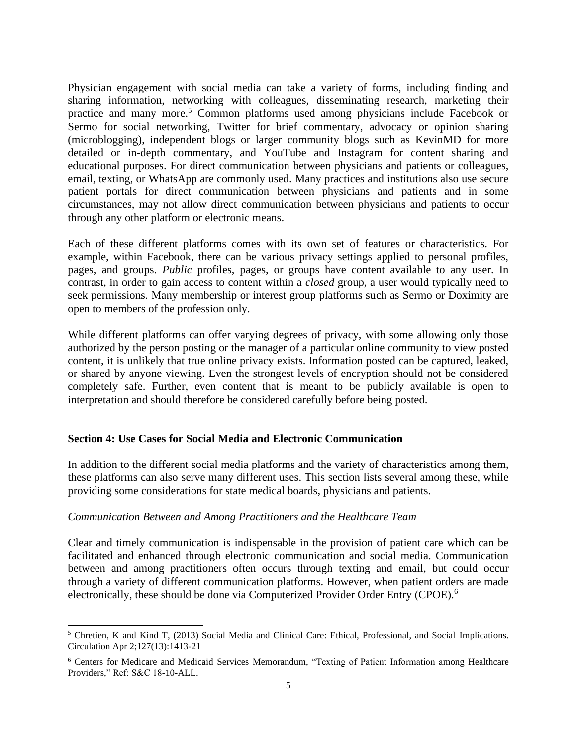Physician engagement with social media can take a variety of forms, including finding and sharing information, networking with colleagues, disseminating research, marketing their practice and many more.[5] Common platforms used among physicians include Facebook or Sermo for social networking, Twitter for brief commentary, advocacy or opinion sharing (microblogging), independent blogs or larger community blogs such as KevinMD for more detailed or in-depth commentary, and YouTube and Instagram for content sharing and educational purposes. For direct communication between physicians and patients or colleagues, email, texting, or WhatsApp are commonly used. Many practices and institutions also use secure patient portals for direct communication between physicians and patients and in some circumstances, may not allow direct communication between physicians and patients to occur through any other platform or electronic means.

Each of these different platforms comes with its own set of features or characteristics. For example, within Facebook, there can be various privacy settings applied to personal profiles, pages, and groups. *Public* profiles, pages, or groups have content available to any user. In contrast, in order to gain access to content within a *closed* group, a user would typically need to seek permissions. Many membership or interest group platforms such as Sermo or Doximity are open to members of the profession only.

While different platforms can offer varying degrees of privacy, with some allowing only those authorized by the person posting or the manager of a particular online community to view posted content, it is unlikely that true online privacy exists. Information posted can be captured, leaked, or shared by anyone viewing. Even the strongest levels of encryption should not be considered completely safe. Further, even content that is meant to be publicly available is open to interpretation and should therefore be considered carefully before being posted.

## Section 4: Use Cases for Social Media and Electronic Communication

In addition to the different social media platforms and the variety of characteristics among them, these platforms can also serve many different uses. This section lists several among these, while providing some considerations for state medical boards, physicians and patients.

### *Communication Between and Among Practitioners and the Healthcare Team*

Clear and timely communication is indispensable in the provision of patient care which can be facilitated and enhanced through electronic communication and social media. Communication between and among practitioners often occurs through texting and email, but could occur through a variety of different communication platforms. However, when patient orders are made electronically, these should be done via Computerized Provider Order Entry (CPOE).[6]

---

[5] Chretien, K and Kind T, (2013) Social Media and Clinical Care: Ethical, Professional, and Social Implications. Circulation Apr 2;127(13):1413-21

[6] Centers for Medicare and Medicaid Services Memorandum, "Texting of Patient Information among Healthcare Providers," Ref: S&C 18-10-ALL.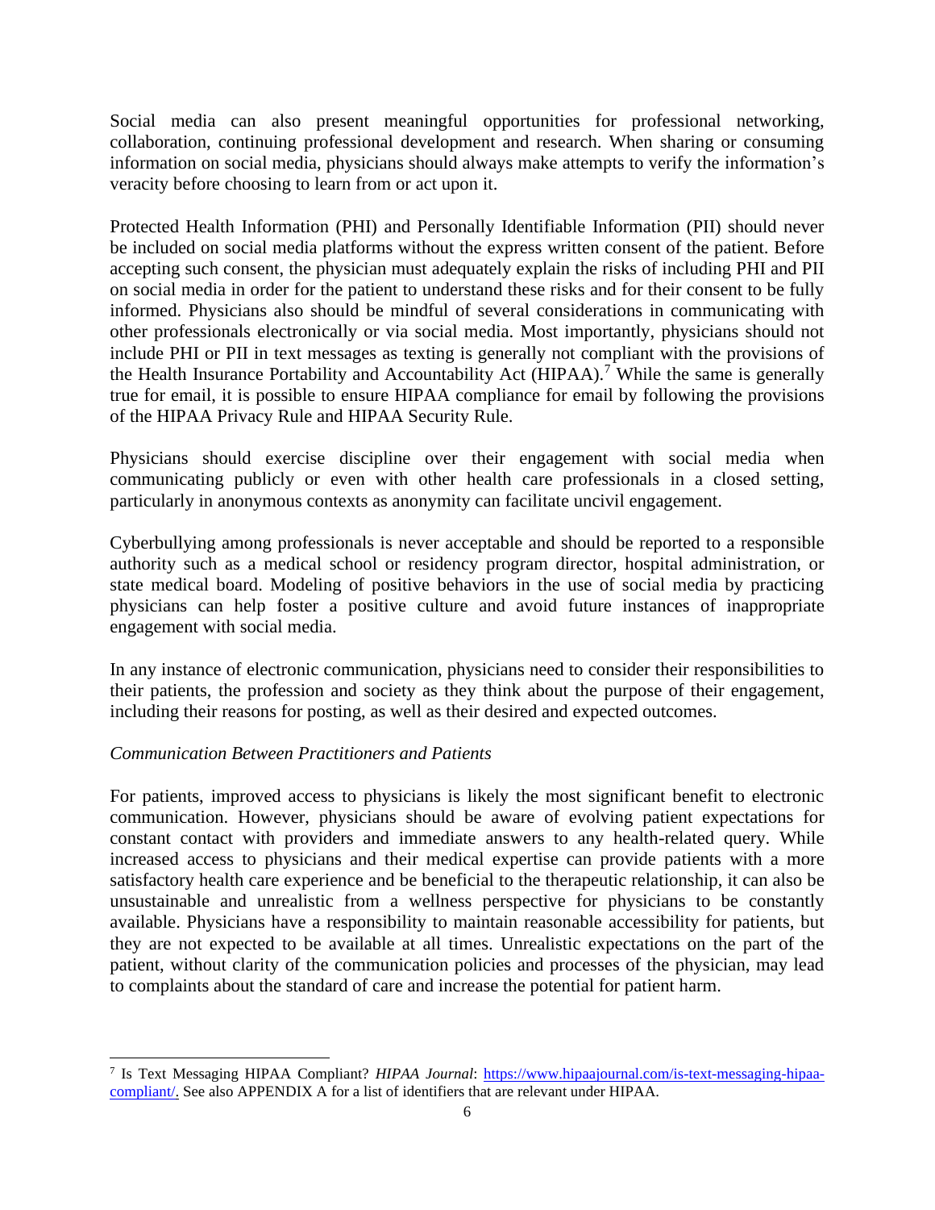Social media can also present meaningful opportunities for professional networking, collaboration, continuing professional development and research. When sharing or consuming information on social media, physicians should always make attempts to verify the information's veracity before choosing to learn from or act upon it.

Protected Health Information (PHI) and Personally Identifiable Information (PII) should never be included on social media platforms without the express written consent of the patient. Before accepting such consent, the physician must adequately explain the risks of including PHI and PII on social media in order for the patient to understand these risks and for their consent to be fully informed. Physicians also should be mindful of several considerations in communicating with other professionals electronically or via social media. Most importantly, physicians should not include PHI or PII in text messages as texting is generally not compliant with the provisions of the Health Insurance Portability and Accountability Act (HIPAA).[7] While the same is generally true for email, it is possible to ensure HIPAA compliance for email by following the provisions of the HIPAA Privacy Rule and HIPAA Security Rule.

Physicians should exercise discipline over their engagement with social media when communicating publicly or even with other health care professionals in a closed setting, particularly in anonymous contexts as anonymity can facilitate uncivil engagement.

Cyberbullying among professionals is never acceptable and should be reported to a responsible authority such as a medical school or residency program director, hospital administration, or state medical board. Modeling of positive behaviors in the use of social media by practicing physicians can help foster a positive culture and avoid future instances of inappropriate engagement with social media.

In any instance of electronic communication, physicians need to consider their responsibilities to their patients, the profession and society as they think about the purpose of their engagement, including their reasons for posting, as well as their desired and expected outcomes.

*Communication Between Practitioners and Patients*

For patients, improved access to physicians is likely the most significant benefit to electronic communication. However, physicians should be aware of evolving patient expectations for constant contact with providers and immediate answers to any health-related query. While increased access to physicians and their medical expertise can provide patients with a more satisfactory health care experience and be beneficial to the therapeutic relationship, it can also be unsustainable and unrealistic from a wellness perspective for physicians to be constantly available. Physicians have a responsibility to maintain reasonable accessibility for patients, but they are not expected to be available at all times. Unrealistic expectations on the part of the patient, without clarity of the communication policies and processes of the physician, may lead to complaints about the standard of care and increase the potential for patient harm.

---

[7] Is Text Messaging HIPAA Compliant? *HIPAA Journal*: https://www.hipaajournal.com/is-text-messaging-hipaa-compliant/. See also APPENDIX A for a list of identifiers that are relevant under HIPAA.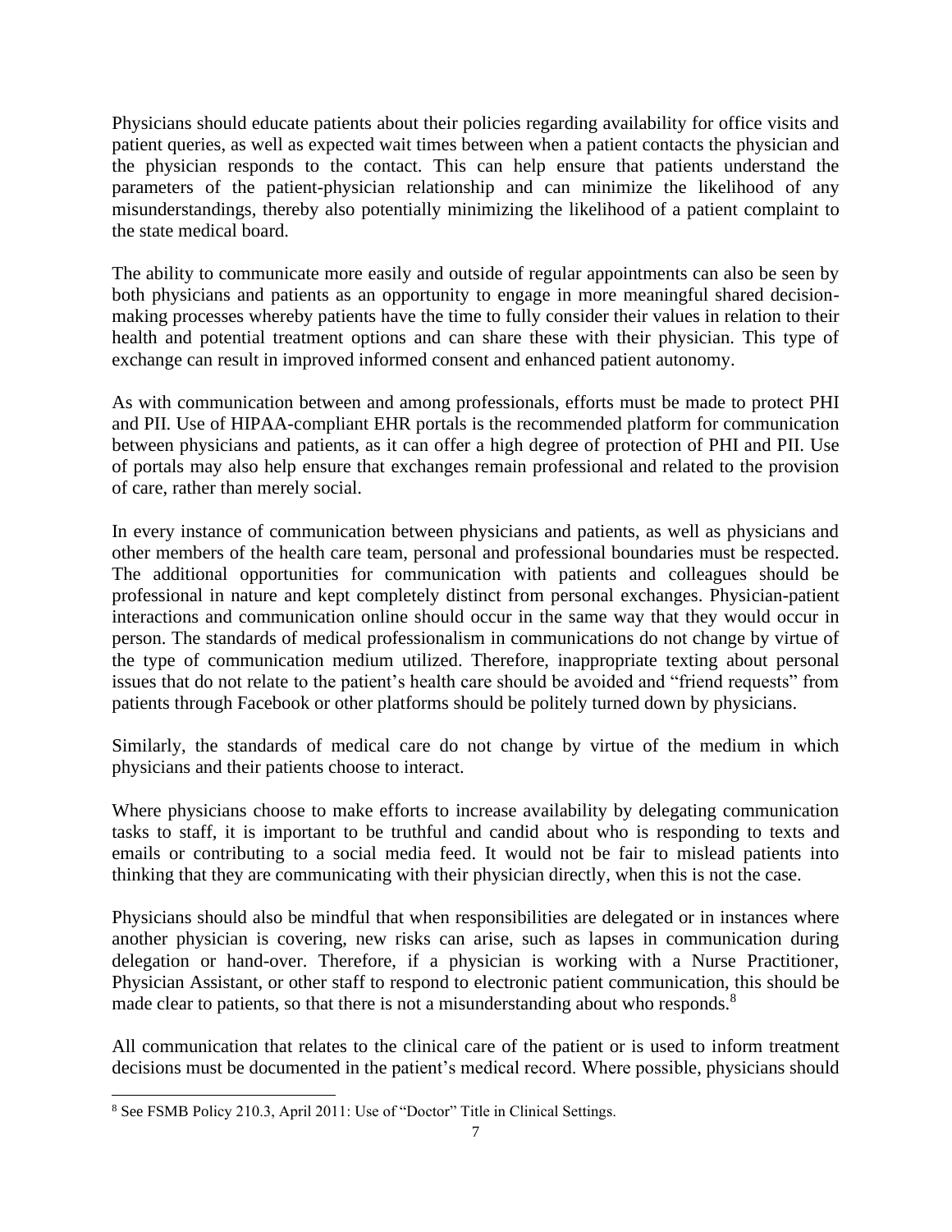Physicians should educate patients about their policies regarding availability for office visits and patient queries, as well as expected wait times between when a patient contacts the physician and the physician responds to the contact. This can help ensure that patients understand the parameters of the patient-physician relationship and can minimize the likelihood of any misunderstandings, thereby also potentially minimizing the likelihood of a patient complaint to the state medical board.

The ability to communicate more easily and outside of regular appointments can also be seen by both physicians and patients as an opportunity to engage in more meaningful shared decision-making processes whereby patients have the time to fully consider their values in relation to their health and potential treatment options and can share these with their physician. This type of exchange can result in improved informed consent and enhanced patient autonomy.

As with communication between and among professionals, efforts must be made to protect PHI and PII. Use of HIPAA-compliant EHR portals is the recommended platform for communication between physicians and patients, as it can offer a high degree of protection of PHI and PII. Use of portals may also help ensure that exchanges remain professional and related to the provision of care, rather than merely social.

In every instance of communication between physicians and patients, as well as physicians and other members of the health care team, personal and professional boundaries must be respected. The additional opportunities for communication with patients and colleagues should be professional in nature and kept completely distinct from personal exchanges. Physician-patient interactions and communication online should occur in the same way that they would occur in person. The standards of medical professionalism in communications do not change by virtue of the type of communication medium utilized. Therefore, inappropriate texting about personal issues that do not relate to the patient's health care should be avoided and "friend requests" from patients through Facebook or other platforms should be politely turned down by physicians.

Similarly, the standards of medical care do not change by virtue of the medium in which physicians and their patients choose to interact.

Where physicians choose to make efforts to increase availability by delegating communication tasks to staff, it is important to be truthful and candid about who is responding to texts and emails or contributing to a social media feed. It would not be fair to mislead patients into thinking that they are communicating with their physician directly, when this is not the case.

Physicians should also be mindful that when responsibilities are delegated or in instances where another physician is covering, new risks can arise, such as lapses in communication during delegation or hand-over. Therefore, if a physician is working with a Nurse Practitioner, Physician Assistant, or other staff to respond to electronic patient communication, this should be made clear to patients, so that there is not a misunderstanding about who responds.[8]

All communication that relates to the clinical care of the patient or is used to inform treatment decisions must be documented in the patient's medical record. Where possible, physicians should

[8] See FSMB Policy 210.3, April 2011: Use of "Doctor" Title in Clinical Settings.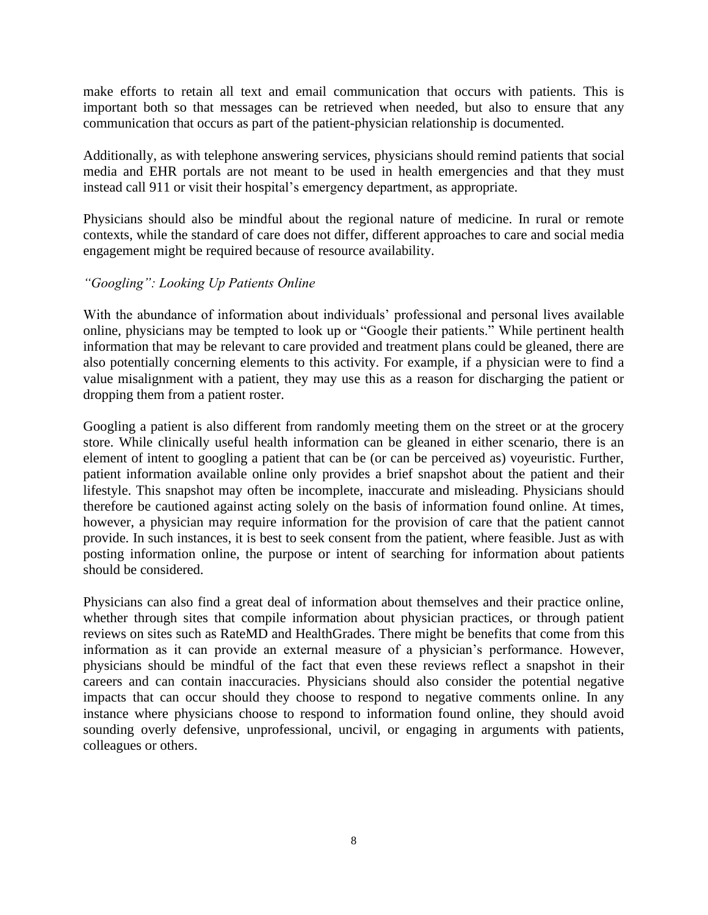make efforts to retain all text and email communication that occurs with patients. This is important both so that messages can be retrieved when needed, but also to ensure that any communication that occurs as part of the patient-physician relationship is documented.

Additionally, as with telephone answering services, physicians should remind patients that social media and EHR portals are not meant to be used in health emergencies and that they must instead call 911 or visit their hospital's emergency department, as appropriate.

Physicians should also be mindful about the regional nature of medicine. In rural or remote contexts, while the standard of care does not differ, different approaches to care and social media engagement might be required because of resource availability.

*"Googling": Looking Up Patients Online*

With the abundance of information about individuals' professional and personal lives available online, physicians may be tempted to look up or "Google their patients." While pertinent health information that may be relevant to care provided and treatment plans could be gleaned, there are also potentially concerning elements to this activity. For example, if a physician were to find a value misalignment with a patient, they may use this as a reason for discharging the patient or dropping them from a patient roster.

Googling a patient is also different from randomly meeting them on the street or at the grocery store. While clinically useful health information can be gleaned in either scenario, there is an element of intent to googling a patient that can be (or can be perceived as) voyeuristic. Further, patient information available online only provides a brief snapshot about the patient and their lifestyle. This snapshot may often be incomplete, inaccurate and misleading. Physicians should therefore be cautioned against acting solely on the basis of information found online. At times, however, a physician may require information for the provision of care that the patient cannot provide. In such instances, it is best to seek consent from the patient, where feasible. Just as with posting information online, the purpose or intent of searching for information about patients should be considered.

Physicians can also find a great deal of information about themselves and their practice online, whether through sites that compile information about physician practices, or through patient reviews on sites such as RateMD and HealthGrades. There might be benefits that come from this information as it can provide an external measure of a physician's performance. However, physicians should be mindful of the fact that even these reviews reflect a snapshot in their careers and can contain inaccuracies. Physicians should also consider the potential negative impacts that can occur should they choose to respond to negative comments online. In any instance where physicians choose to respond to information found online, they should avoid sounding overly defensive, unprofessional, uncivil, or engaging in arguments with patients, colleagues or others.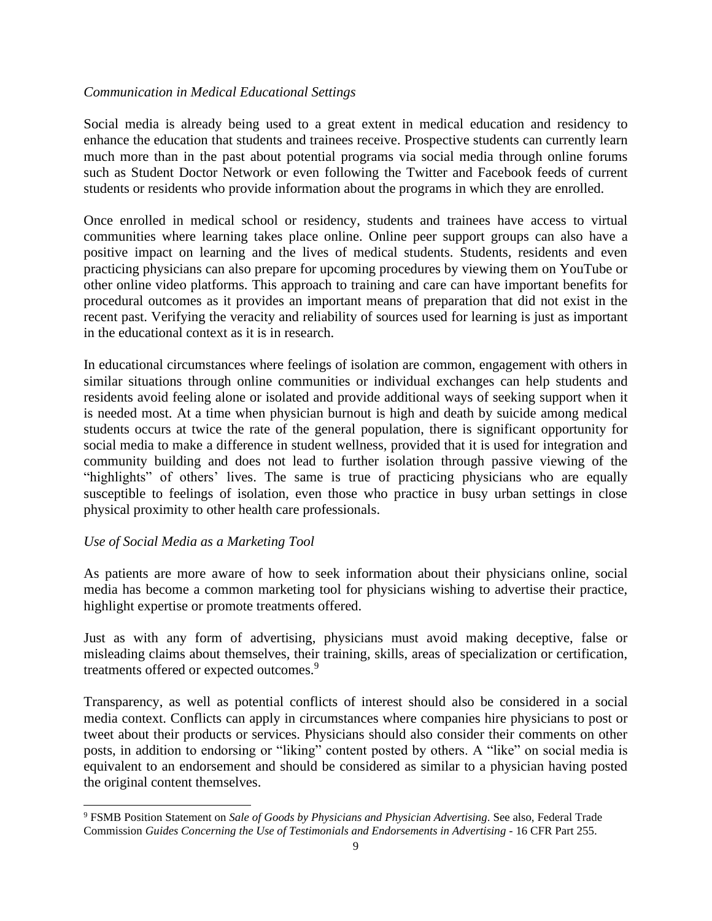*Communication in Medical Educational Settings*

Social media is already being used to a great extent in medical education and residency to enhance the education that students and trainees receive. Prospective students can currently learn much more than in the past about potential programs via social media through online forums such as Student Doctor Network or even following the Twitter and Facebook feeds of current students or residents who provide information about the programs in which they are enrolled.

Once enrolled in medical school or residency, students and trainees have access to virtual communities where learning takes place online. Online peer support groups can also have a positive impact on learning and the lives of medical students. Students, residents and even practicing physicians can also prepare for upcoming procedures by viewing them on YouTube or other online video platforms. This approach to training and care can have important benefits for procedural outcomes as it provides an important means of preparation that did not exist in the recent past. Verifying the veracity and reliability of sources used for learning is just as important in the educational context as it is in research.

In educational circumstances where feelings of isolation are common, engagement with others in similar situations through online communities or individual exchanges can help students and residents avoid feeling alone or isolated and provide additional ways of seeking support when it is needed most. At a time when physician burnout is high and death by suicide among medical students occurs at twice the rate of the general population, there is significant opportunity for social media to make a difference in student wellness, provided that it is used for integration and community building and does not lead to further isolation through passive viewing of the "highlights" of others' lives. The same is true of practicing physicians who are equally susceptible to feelings of isolation, even those who practice in busy urban settings in close physical proximity to other health care professionals.

*Use of Social Media as a Marketing Tool*

As patients are more aware of how to seek information about their physicians online, social media has become a common marketing tool for physicians wishing to advertise their practice, highlight expertise or promote treatments offered.

Just as with any form of advertising, physicians must avoid making deceptive, false or misleading claims about themselves, their training, skills, areas of specialization or certification, treatments offered or expected outcomes.[9]

Transparency, as well as potential conflicts of interest should also be considered in a social media context. Conflicts can apply in circumstances where companies hire physicians to post or tweet about their products or services. Physicians should also consider their comments on other posts, in addition to endorsing or "liking" content posted by others. A "like" on social media is equivalent to an endorsement and should be considered as similar to a physician having posted the original content themselves.

---

[9] FSMB Position Statement on *Sale of Goods by Physicians and Physician Advertising*. See also, Federal Trade Commission *Guides Concerning the Use of Testimonials and Endorsements in Advertising* - 16 CFR Part 255.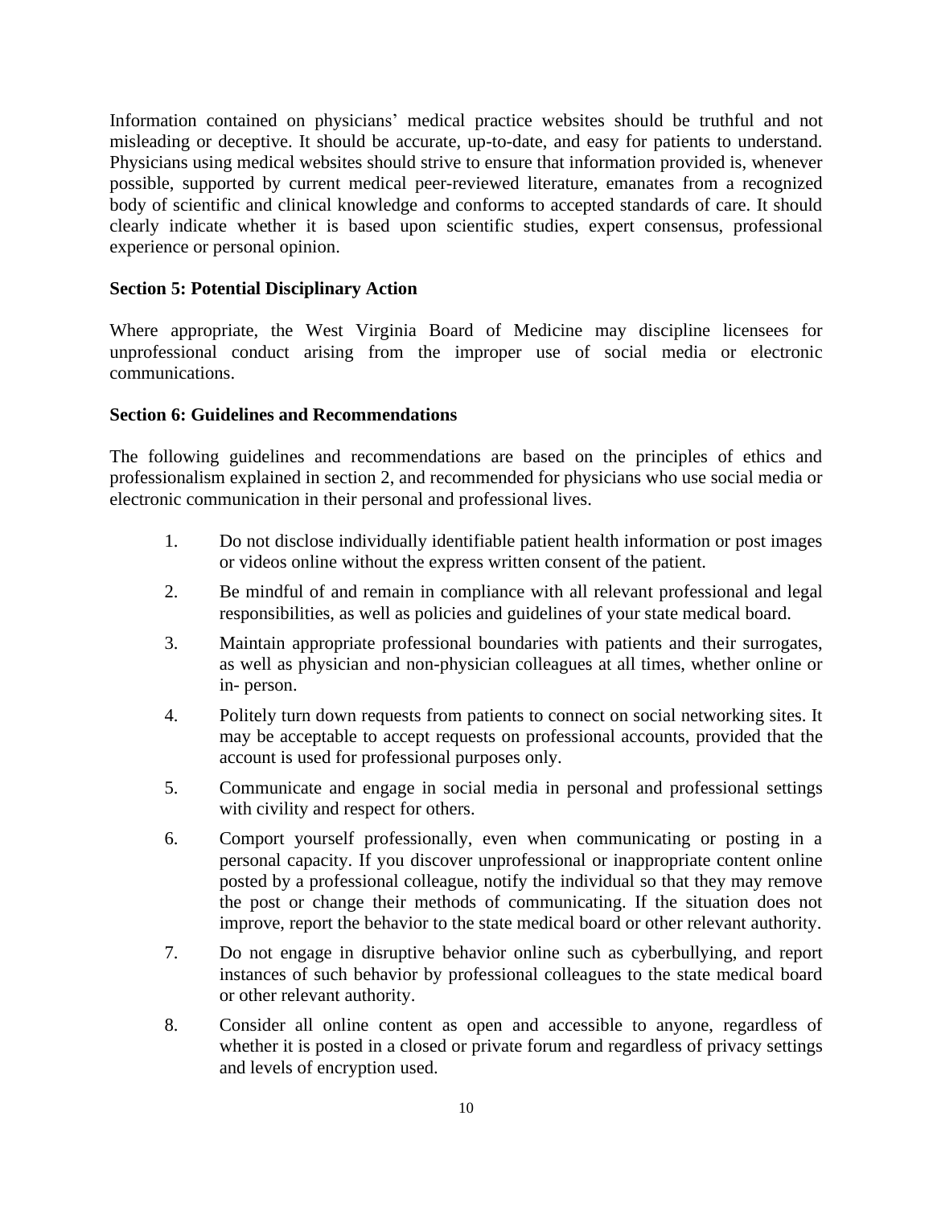Information contained on physicians' medical practice websites should be truthful and not misleading or deceptive. It should be accurate, up-to-date, and easy for patients to understand. Physicians using medical websites should strive to ensure that information provided is, whenever possible, supported by current medical peer-reviewed literature, emanates from a recognized body of scientific and clinical knowledge and conforms to accepted standards of care. It should clearly indicate whether it is based upon scientific studies, expert consensus, professional experience or personal opinion.

**Section 5: Potential Disciplinary Action**

Where appropriate, the West Virginia Board of Medicine may discipline licensees for unprofessional conduct arising from the improper use of social media or electronic communications.

**Section 6: Guidelines and Recommendations**

The following guidelines and recommendations are based on the principles of ethics and professionalism explained in section 2, and recommended for physicians who use social media or electronic communication in their personal and professional lives.

1. Do not disclose individually identifiable patient health information or post images or videos online without the express written consent of the patient.
2. Be mindful of and remain in compliance with all relevant professional and legal responsibilities, as well as policies and guidelines of your state medical board.
3. Maintain appropriate professional boundaries with patients and their surrogates, as well as physician and non-physician colleagues at all times, whether online or in- person.
4. Politely turn down requests from patients to connect on social networking sites. It may be acceptable to accept requests on professional accounts, provided that the account is used for professional purposes only.
5. Communicate and engage in social media in personal and professional settings with civility and respect for others.
6. Comport yourself professionally, even when communicating or posting in a personal capacity. If you discover unprofessional or inappropriate content online posted by a professional colleague, notify the individual so that they may remove the post or change their methods of communicating. If the situation does not improve, report the behavior to the state medical board or other relevant authority.
7. Do not engage in disruptive behavior online such as cyberbullying, and report instances of such behavior by professional colleagues to the state medical board or other relevant authority.
8. Consider all online content as open and accessible to anyone, regardless of whether it is posted in a closed or private forum and regardless of privacy settings and levels of encryption used.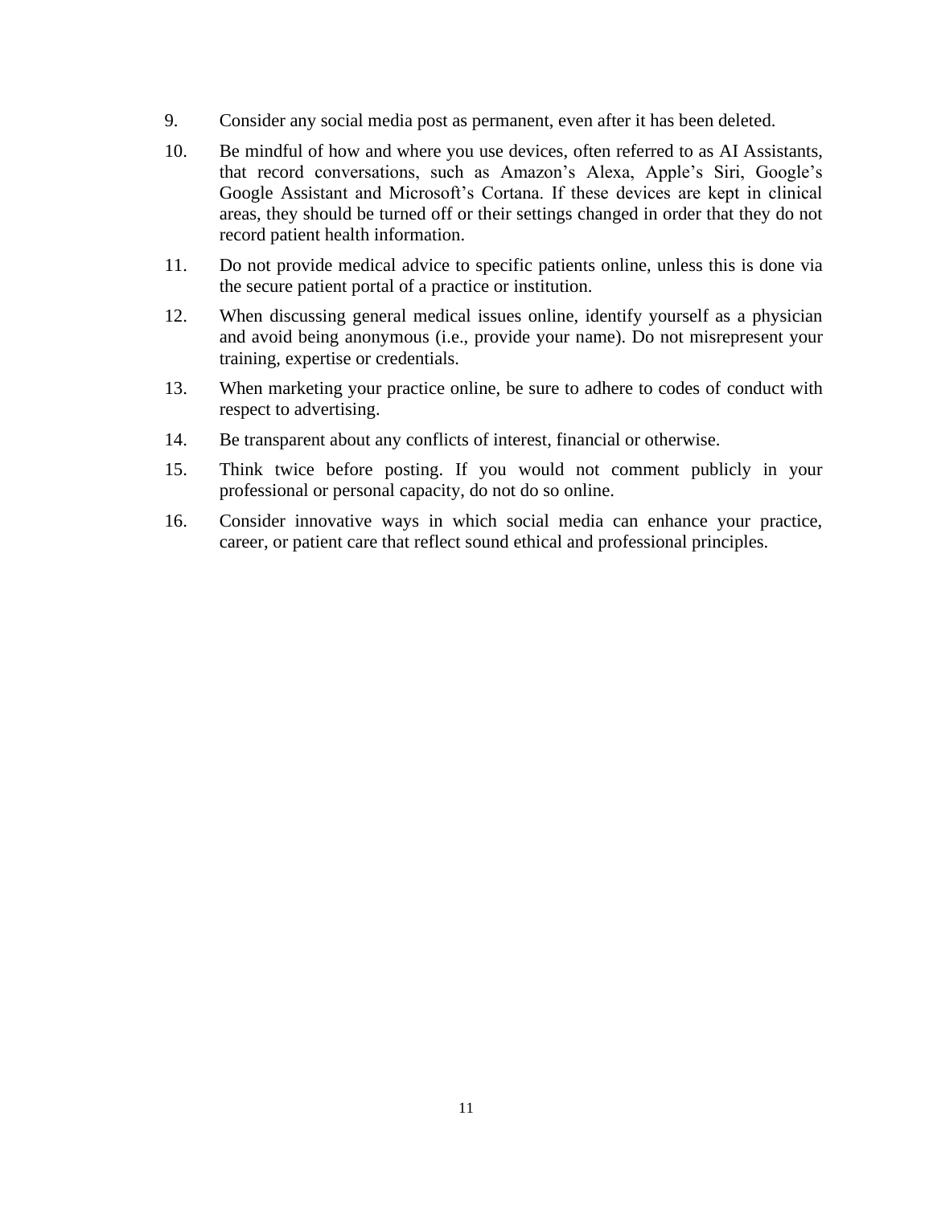9. Consider any social media post as permanent, even after it has been deleted.
10. Be mindful of how and where you use devices, often referred to as AI Assistants, that record conversations, such as Amazon's Alexa, Apple's Siri, Google's Google Assistant and Microsoft's Cortana. If these devices are kept in clinical areas, they should be turned off or their settings changed in order that they do not record patient health information.
11. Do not provide medical advice to specific patients online, unless this is done via the secure patient portal of a practice or institution.
12. When discussing general medical issues online, identify yourself as a physician and avoid being anonymous (i.e., provide your name). Do not misrepresent your training, expertise or credentials.
13. When marketing your practice online, be sure to adhere to codes of conduct with respect to advertising.
14. Be transparent about any conflicts of interest, financial or otherwise.
15. Think twice before posting. If you would not comment publicly in your professional or personal capacity, do not do so online.
16. Consider innovative ways in which social media can enhance your practice, career, or patient care that reflect sound ethical and professional principles.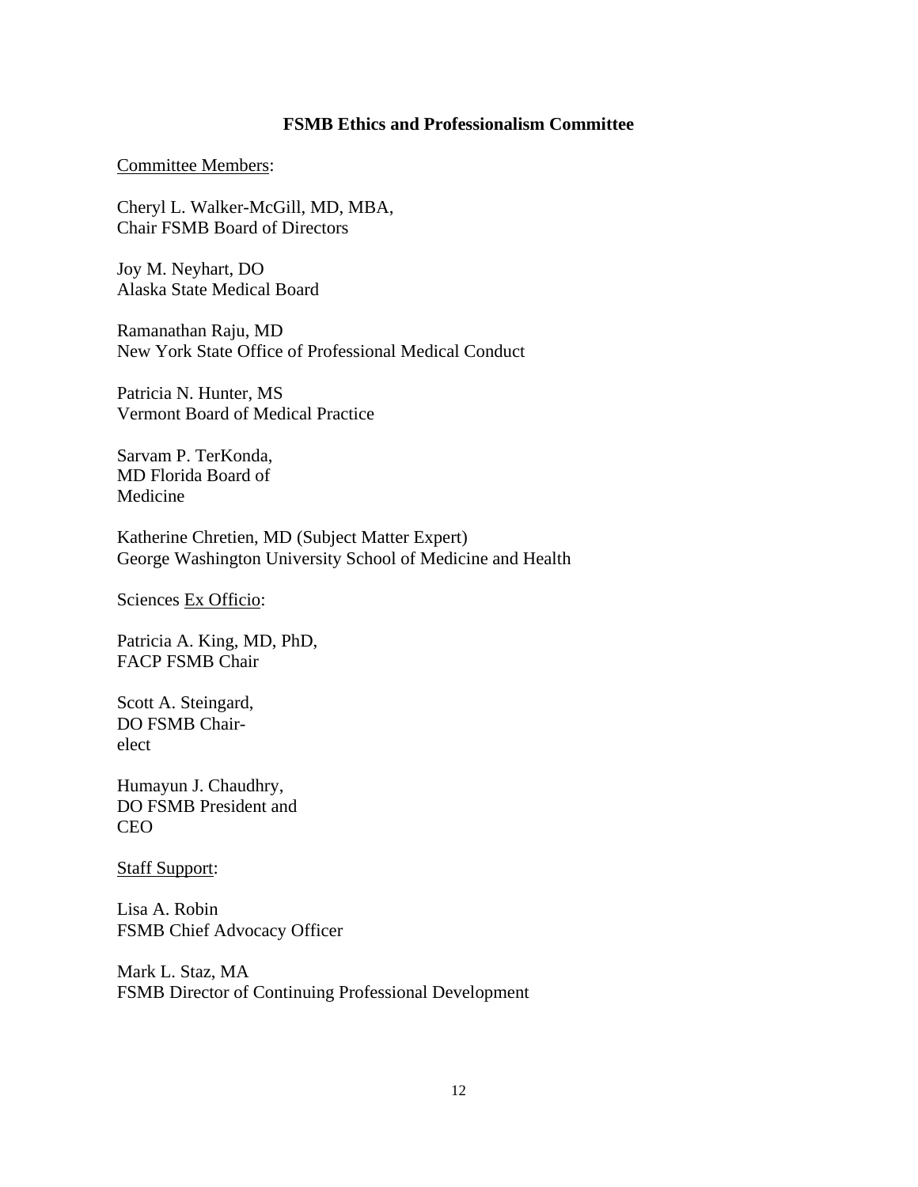**FSMB Ethics and Professionalism Committee**

Committee Members:

Cheryl L. Walker-McGill, MD, MBA,
Chair FSMB Board of Directors

Joy M. Neyhart, DO
Alaska State Medical Board

Ramanathan Raju, MD
New York State Office of Professional Medical Conduct

Patricia N. Hunter, MS
Vermont Board of Medical Practice

Sarvam P. TerKonda,
MD Florida Board of
Medicine

Katherine Chretien, MD (Subject Matter Expert)
George Washington University School of Medicine and Health

Sciences Ex Officio:

Patricia A. King, MD, PhD,
FACP FSMB Chair

Scott A. Steingard,
DO FSMB Chair-
elect

Humayun J. Chaudhry,
DO FSMB President and
CEO

Staff Support:

Lisa A. Robin
FSMB Chief Advocacy Officer

Mark L. Staz, MA
FSMB Director of Continuing Professional Development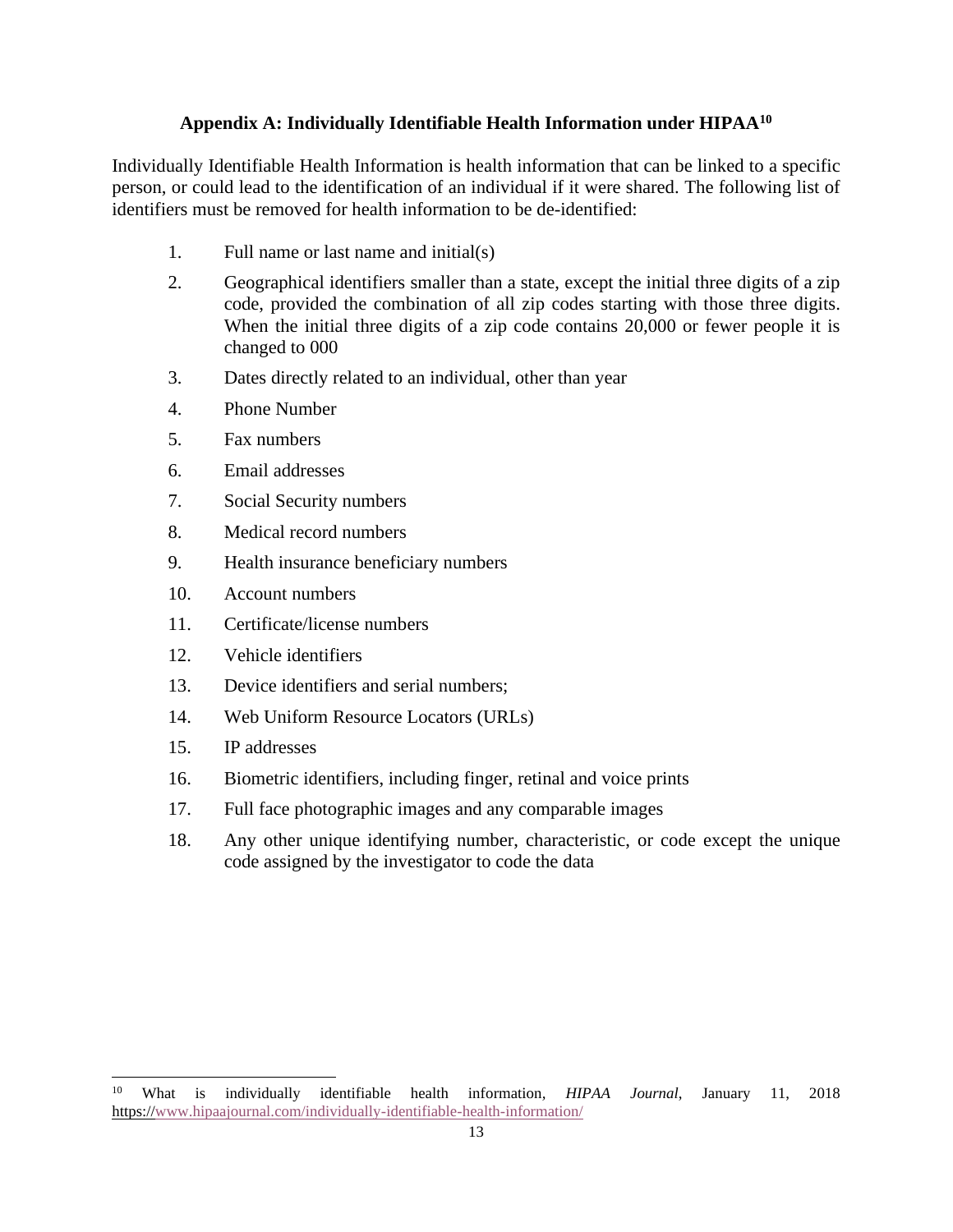## Appendix A: Individually Identifiable Health Information under HIPAA[10]

Individually Identifiable Health Information is health information that can be linked to a specific person, or could lead to the identification of an individual if it were shared. The following list of identifiers must be removed for health information to be de-identified:

1. Full name or last name and initial(s)
2. Geographical identifiers smaller than a state, except the initial three digits of a zip code, provided the combination of all zip codes starting with those three digits. When the initial three digits of a zip code contains 20,000 or fewer people it is changed to 000
3. Dates directly related to an individual, other than year
4. Phone Number
5. Fax numbers
6. Email addresses
7. Social Security numbers
8. Medical record numbers
9. Health insurance beneficiary numbers
10. Account numbers
11. Certificate/license numbers
12. Vehicle identifiers
13. Device identifiers and serial numbers;
14. Web Uniform Resource Locators (URLs)
15. IP addresses
16. Biometric identifiers, including finger, retinal and voice prints
17. Full face photographic images and any comparable images
18. Any other unique identifying number, characteristic, or code except the unique code assigned by the investigator to code the data

---

[10] What is individually identifiable health information, *HIPAA Journal*, January 11, 2018 https://www.hipaajournal.com/individually-identifiable-health-information/